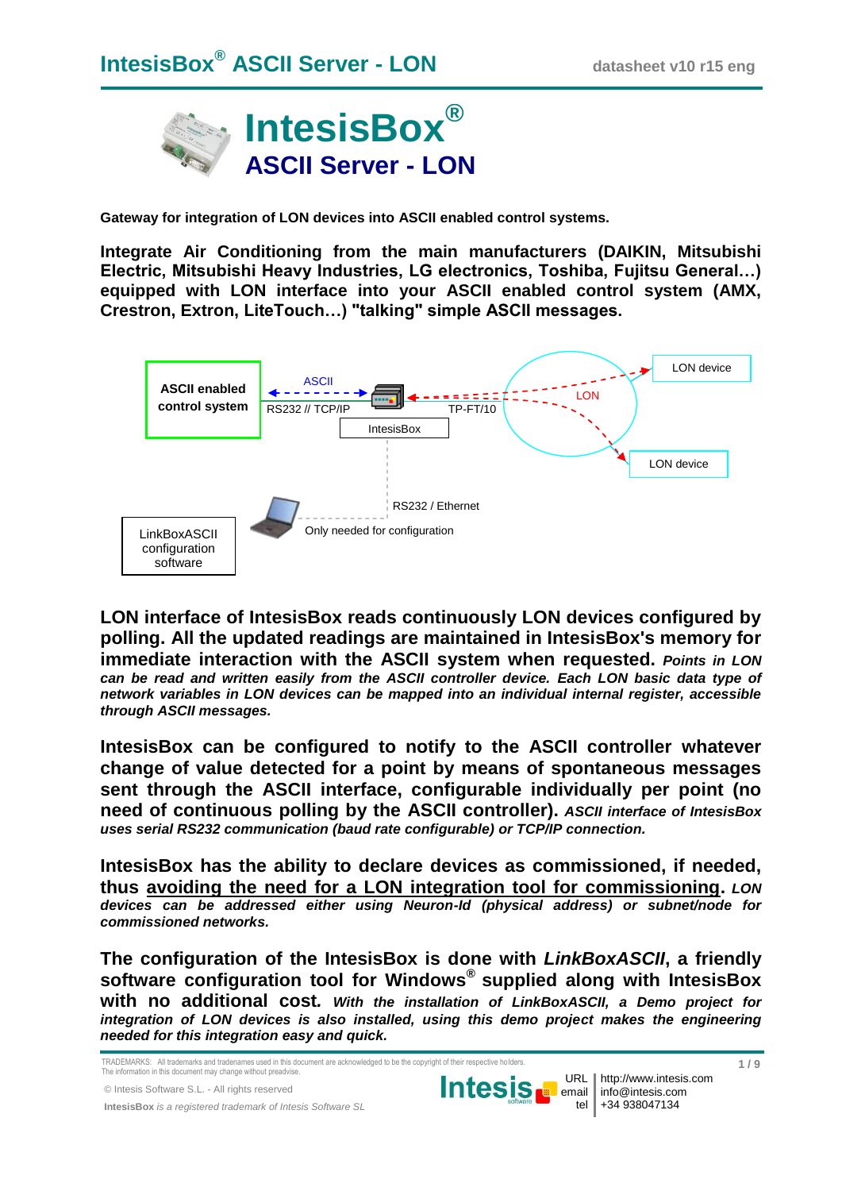# IntesisBox® ASCII Server - LON

Gateway for integration of LON devices into ASCII enabled control systems.

**Integrate Air Conditioning from the main manufacturers (DAIKIN, Mitsubishi Electric, Mitsubishi Heavy Industries, LG electronics, Toshiba, Fujitsu General…) equipped with LON interface into your ASCII enabled control system (AMX, Crestron, Extron, LiteTouch…) "talking" simple ASCII messages.**

ASCII enabled control system — ASCII — RS232 // TCP/IP — IntesisBox — TP-FT/10 — LON — LON device, LON device

IntesisBox — RS232 / Ethernet — LinkBoxASCII configuration software — Only needed for configuration

**LON interface of IntesisBox reads continuously LON devices configured by polling. All the updated readings are maintained in IntesisBox's memory for immediate interaction with the ASCII system when requested.** ***Points in LON can be read and written easily from the ASCII controller device. Each LON basic data type of network variables in LON devices can be mapped into an individual internal register, accessible through ASCII messages.***

**IntesisBox can be configured to notify to the ASCII controller whatever change of value detected for a point by means of spontaneous messages sent through the ASCII interface, configurable individually per point (no need of continuous polling by the ASCII controller).** ***ASCII interface of IntesisBox uses serial RS232 communication (baud rate configurable) or TCP/IP connection.***

**IntesisBox has the ability to declare devices as commissioned, if needed, thus <u>avoiding the need for a LON integration tool for commissioning</u>.** ***LON devices can be addressed either using Neuron-Id (physical address) or subnet/node for commissioned networks.***

**The configuration of the IntesisBox is done with *LinkBoxASCII*, a friendly software configuration tool for Windows® supplied along with IntesisBox with no additional cost.** ***With the installation of LinkBoxASCII, a Demo project for integration of LON devices is also installed, using this demo project makes the engineering needed for this integration easy and quick.***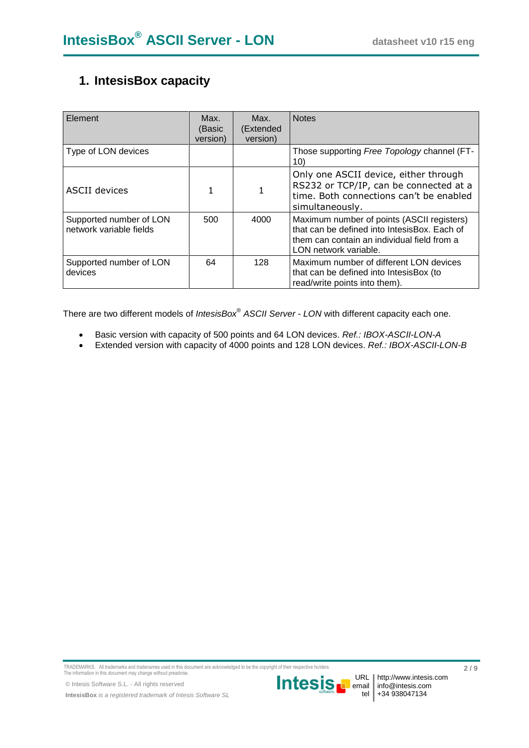## 1. IntesisBox capacity

| Element | Max. (Basic version) | Max. (Extended version) | Notes |
|---|---|---|---|
| Type of LON devices | | | Those supporting *Free Topology* channel (FT-10) |
| ASCII devices | 1 | 1 | Only one ASCII device, either through RS232 or TCP/IP, can be connected at a time. Both connections can't be enabled simultaneously. |
| Supported number of LON network variable fields | 500 | 4000 | Maximum number of points (ASCII registers) that can be defined into IntesisBox. Each of them can contain an individual field from a LON network variable. |
| Supported number of LON devices | 64 | 128 | Maximum number of different LON devices that can be defined into IntesisBox (to read/write points into them). |

There are two different models of *IntesisBox® ASCII Server - LON* with different capacity each one.

- Basic version with capacity of 500 points and 64 LON devices. *Ref.: IBOX-ASCII-LON-A*
- Extended version with capacity of 4000 points and 128 LON devices. *Ref.: IBOX-ASCII-LON-B*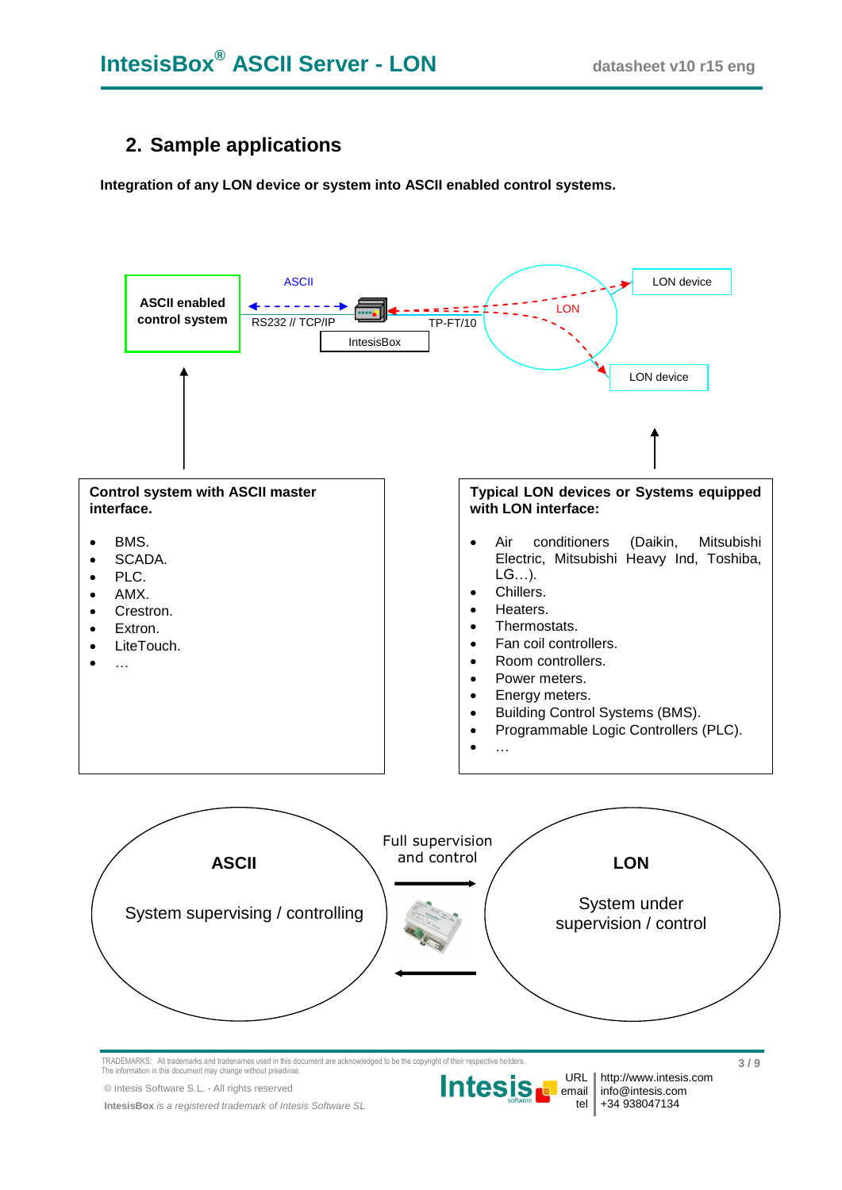## 2. Sample applications

**Integration of any LON device or system into ASCII enabled control systems.**

ASCII enabled control system

ASCII

RS232 // TCP/IP

IntesisBox

TP-FT/10

LON

LON device

LON device

**Control system with ASCII master interface.**

- BMS.
- SCADA.
- PLC.
- AMX.
- Crestron.
- Extron.
- LiteTouch.
- …

**Typical LON devices or Systems equipped with LON interface:**

- Air conditioners (Daikin, Mitsubishi Electric, Mitsubishi Heavy Ind, Toshiba, LG…).
- Chillers.
- Heaters.
- Thermostats.
- Fan coil controllers.
- Room controllers.
- Power meters.
- Energy meters.
- Building Control Systems (BMS).
- Programmable Logic Controllers (PLC).
- …

**ASCII**

System supervising / controlling

Full supervision and control

**LON**

System under supervision / control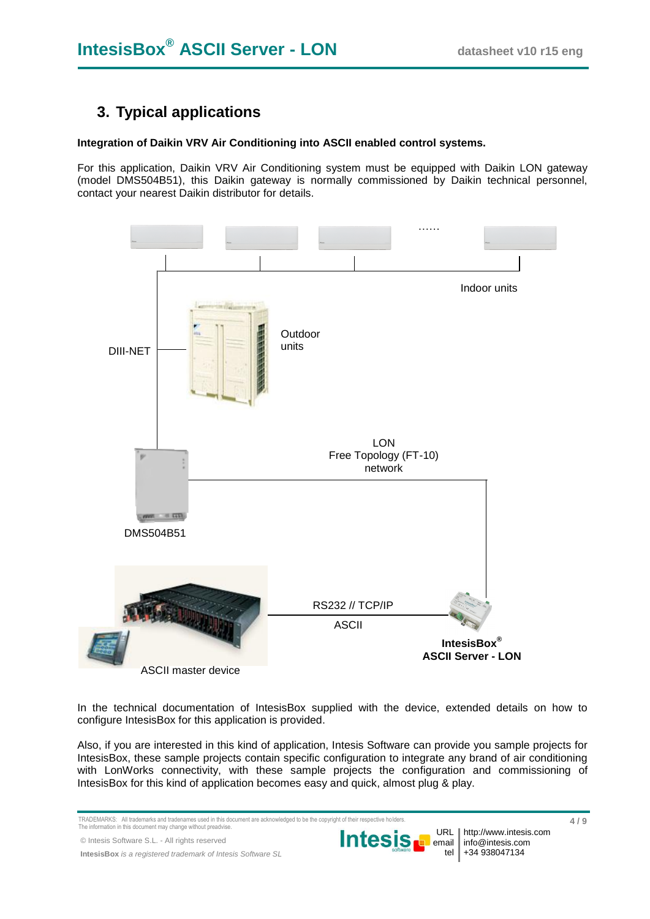## 3. Typical applications

**Integration of Daikin VRV Air Conditioning into ASCII enabled control systems.**

For this application, Daikin VRV Air Conditioning system must be equipped with Daikin LON gateway (model DMS504B51), this Daikin gateway is normally commissioned by Daikin technical personnel, contact your nearest Daikin distributor for details.

In the technical documentation of IntesisBox supplied with the device, extended details on how to configure IntesisBox for this application is provided.

Also, if you are interested in this kind of application, Intesis Software can provide you sample projects for IntesisBox, these sample projects contain specific configuration to integrate any brand of air conditioning with LonWorks connectivity, with these sample projects the configuration and commissioning of IntesisBox for this kind of application becomes easy and quick, almost plug & play.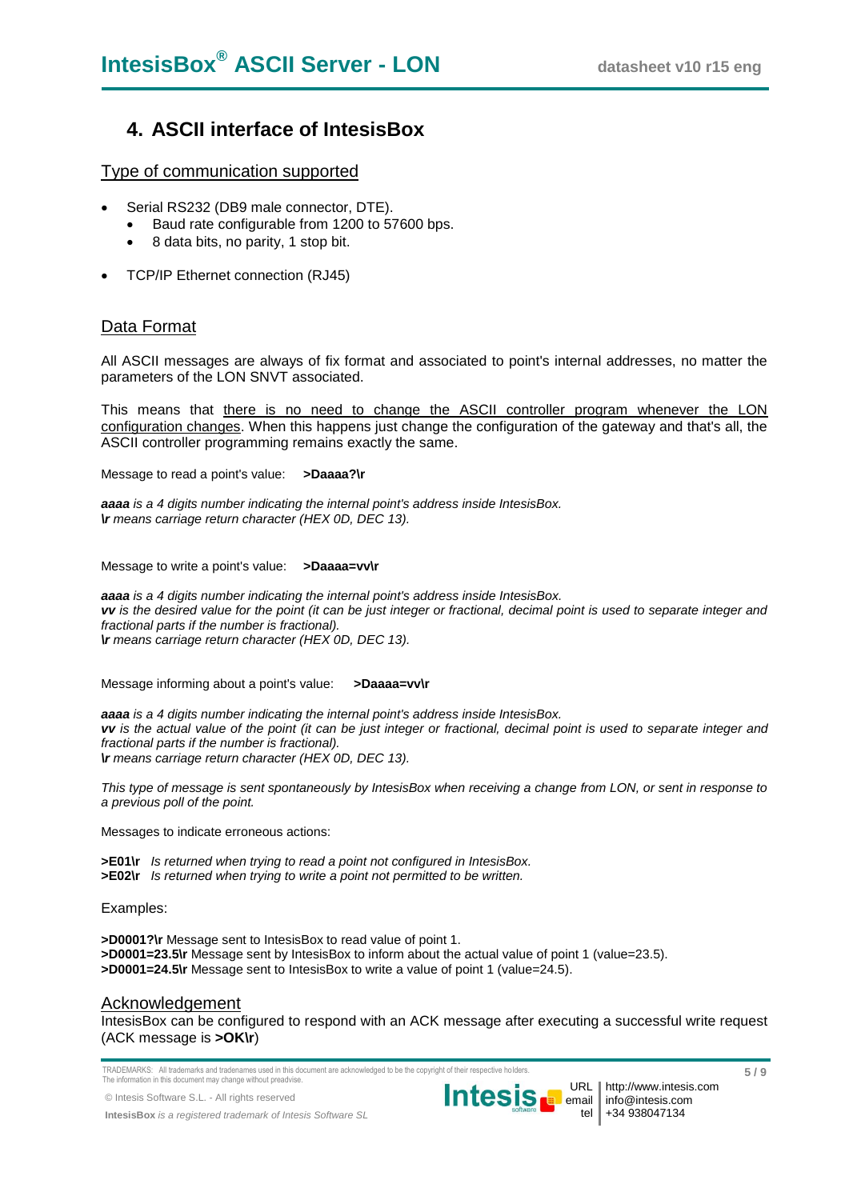# 4. ASCII interface of IntesisBox

## Type of communication supported

- Serial RS232 (DB9 male connector, DTE).
  - Baud rate configurable from 1200 to 57600 bps.
  - 8 data bits, no parity, 1 stop bit.
- TCP/IP Ethernet connection (RJ45)

## Data Format

All ASCII messages are always of fix format and associated to point's internal addresses, no matter the parameters of the LON SNVT associated.

This means that there is no need to change the ASCII controller program whenever the LON configuration changes. When this happens just change the configuration of the gateway and that's all, the ASCII controller programming remains exactly the same.

Message to read a point's value: **>Daaaa?\r**

***aaaa*** *is a 4 digits number indicating the internal point's address inside IntesisBox.*
***\r*** *means carriage return character (HEX 0D, DEC 13).*

Message to write a point's value: **>Daaaa=vv\r**

***aaaa*** *is a 4 digits number indicating the internal point's address inside IntesisBox.*
***vv*** *is the desired value for the point (it can be just integer or fractional, decimal point is used to separate integer and fractional parts if the number is fractional).*
***\r*** *means carriage return character (HEX 0D, DEC 13).*

Message informing about a point's value: **>Daaaa=vv\r**

***aaaa*** *is a 4 digits number indicating the internal point's address inside IntesisBox.*
***vv*** *is the actual value of the point (it can be just integer or fractional, decimal point is used to separate integer and fractional parts if the number is fractional).*
***\r*** *means carriage return character (HEX 0D, DEC 13).*

*This type of message is sent spontaneously by IntesisBox when receiving a change from LON, or sent in response to a previous poll of the point.*

Messages to indicate erroneous actions:

**>E01\r** *Is returned when trying to read a point not configured in IntesisBox.*
**>E02\r** *Is returned when trying to write a point not permitted to be written.*

Examples:

**>D0001?\r** Message sent to IntesisBox to read value of point 1.
**>D0001=23.5\r** Message sent by IntesisBox to inform about the actual value of point 1 (value=23.5).
**>D0001=24.5\r** Message sent to IntesisBox to write a value of point 1 (value=24.5).

## Acknowledgement

IntesisBox can be configured to respond with an ACK message after executing a successful write request (ACK message is **>OK\r**)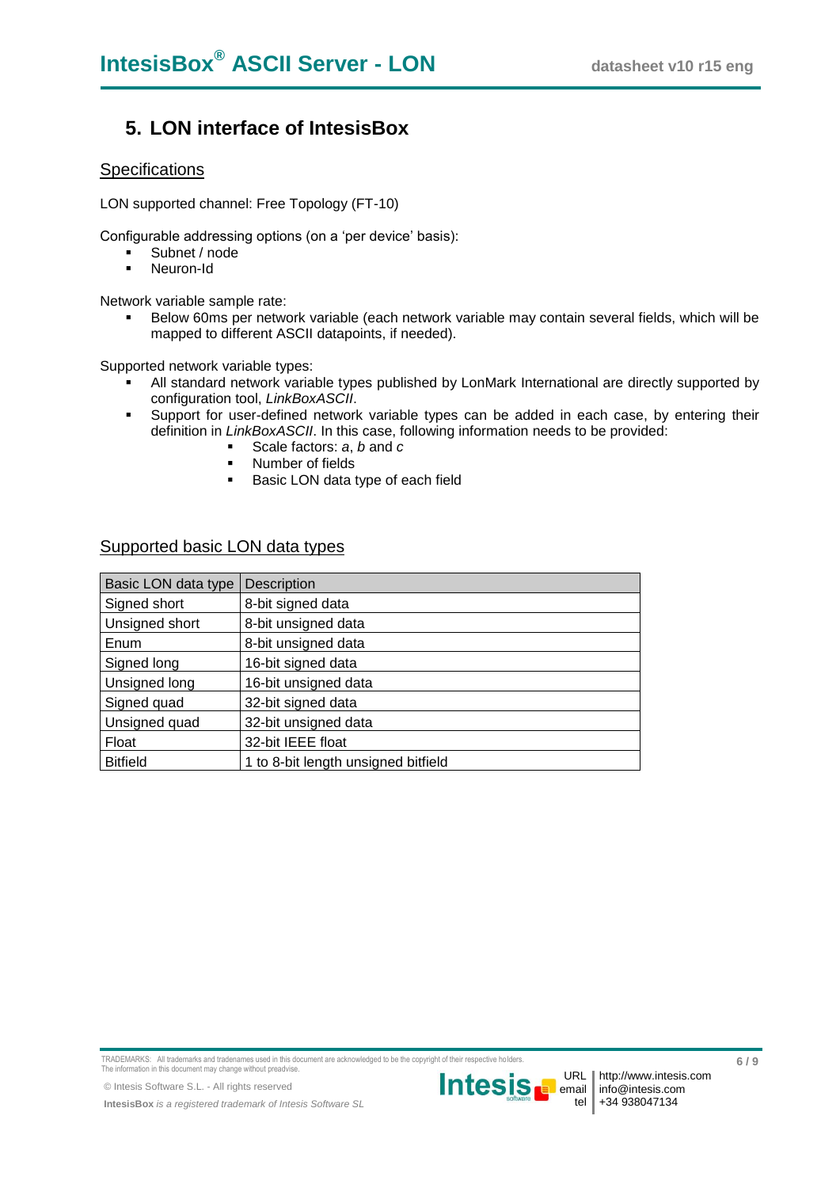# 5. LON interface of IntesisBox

## Specifications

LON supported channel: Free Topology (FT-10)

Configurable addressing options (on a 'per device' basis):

- Subnet / node
- Neuron-Id

Network variable sample rate:

- Below 60ms per network variable (each network variable may contain several fields, which will be mapped to different ASCII datapoints, if needed).

Supported network variable types:

- All standard network variable types published by LonMark International are directly supported by configuration tool, *LinkBoxASCII*.
- Support for user-defined network variable types can be added in each case, by entering their definition in *LinkBoxASCII*. In this case, following information needs to be provided:
  - Scale factors: *a*, *b* and *c*
  - Number of fields
  - Basic LON data type of each field

## Supported basic LON data types

| Basic LON data type | Description |
|---|---|
| Signed short | 8-bit signed data |
| Unsigned short | 8-bit unsigned data |
| Enum | 8-bit unsigned data |
| Signed long | 16-bit signed data |
| Unsigned long | 16-bit unsigned data |
| Signed quad | 32-bit signed data |
| Unsigned quad | 32-bit unsigned data |
| Float | 32-bit IEEE float |
| Bitfield | 1 to 8-bit length unsigned bitfield |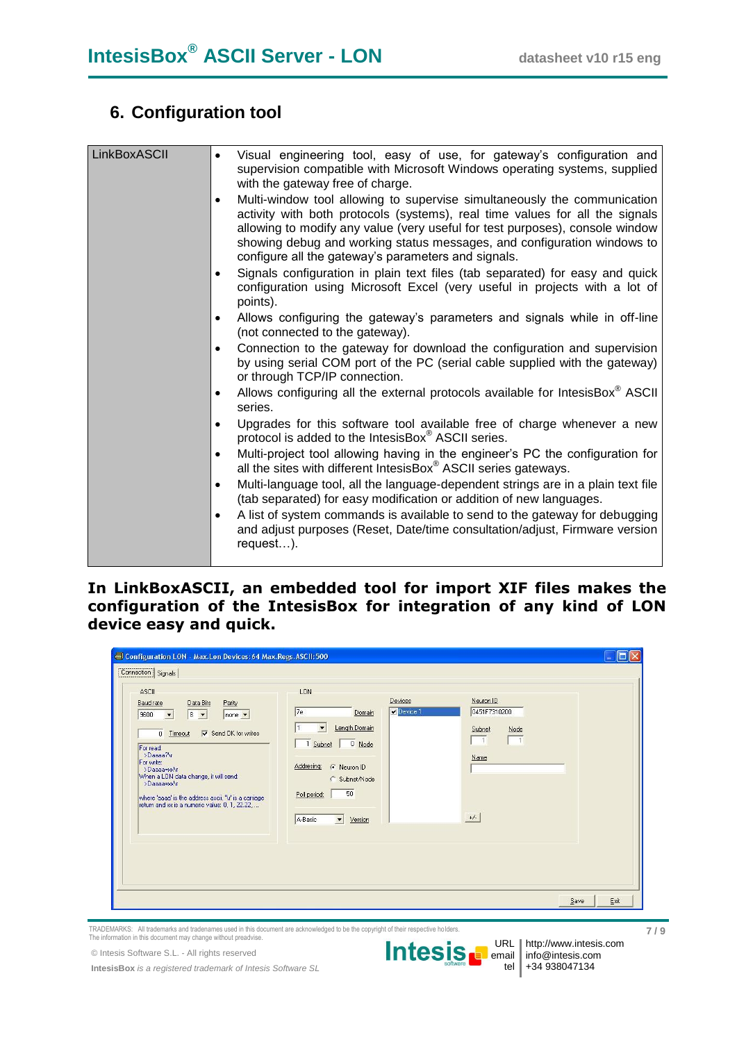## 6. Configuration tool

| LinkBoxASCII | • Visual engineering tool, easy of use, for gateway's configuration and supervision compatible with Microsoft Windows operating systems, supplied with the gateway free of charge.<br>• Multi-window tool allowing to supervise simultaneously the communication activity with both protocols (systems), real time values for all the signals allowing to modify any value (very useful for test purposes), console window showing debug and working status messages, and configuration windows to configure all the gateway's parameters and signals.<br>• Signals configuration in plain text files (tab separated) for easy and quick configuration using Microsoft Excel (very useful in projects with a lot of points).<br>• Allows configuring the gateway's parameters and signals while in off-line (not connected to the gateway).<br>• Connection to the gateway for download the configuration and supervision by using serial COM port of the PC (serial cable supplied with the gateway) or through TCP/IP connection.<br>• Allows configuring all the external protocols available for IntesisBox® ASCII series.<br>• Upgrades for this software tool available free of charge whenever a new protocol is added to the IntesisBox® ASCII series.<br>• Multi-project tool allowing having in the engineer's PC the configuration for all the sites with different IntesisBox® ASCII series gateways.<br>• Multi-language tool, all the language-dependent strings are in a plain text file (tab separated) for easy modification or addition of new languages.<br>• A list of system commands is available to send to the gateway for debugging and adjust purposes (Reset, Date/time consultation/adjust, Firmware version request…). |
|---|---|

**In LinkBoxASCII, an embedded tool for import XIF files makes the configuration of the IntesisBox for integration of any kind of LON device easy and quick.**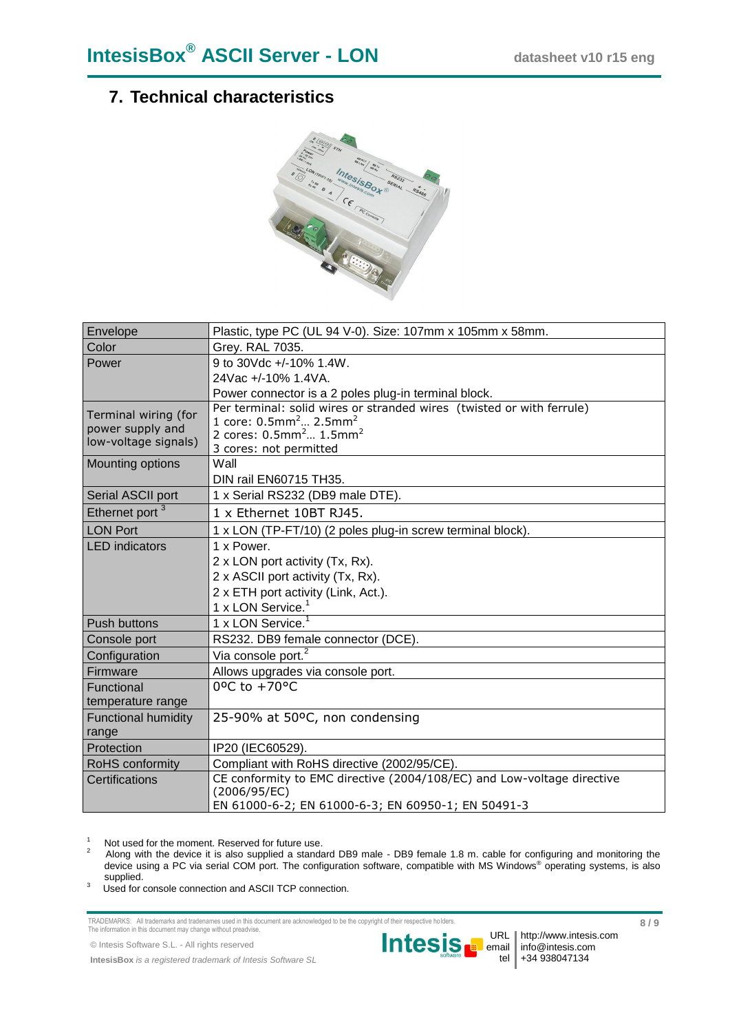## 7. Technical characteristics

| | |
|---|---|
| Envelope | Plastic, type PC (UL 94 V-0). Size: 107mm x 105mm x 58mm. |
| Color | Grey. RAL 7035. |
| Power | 9 to 30Vdc +/-10% 1.4W.<br>24Vac +/-10% 1.4VA.<br>Power connector is a 2 poles plug-in terminal block. |
| Terminal wiring (for power supply and low-voltage signals) | Per terminal: solid wires or stranded wires (twisted or with ferrule)<br>1 core: $0.5mm^2$... $2.5mm^2$<br>2 cores: $0.5mm^2$... $1.5mm^2$<br>3 cores: not permitted |
| Mounting options | Wall<br>DIN rail EN60715 TH35. |
| Serial ASCII port | 1 x Serial RS232 (DB9 male DTE). |
| Ethernet port [3] | 1 x Ethernet 10BT RJ45. |
| LON Port | 1 x LON (TP-FT/10) (2 poles plug-in screw terminal block). |
| LED indicators | 1 x Power.<br>2 x LON port activity (Tx, Rx).<br>2 x ASCII port activity (Tx, Rx).<br>2 x ETH port activity (Link, Act.).<br>1 x LON Service.[1] |
| Push buttons | 1 x LON Service.[1] |
| Console port | RS232. DB9 female connector (DCE). |
| Configuration | Via console port.[2] |
| Firmware | Allows upgrades via console port. |
| Functional temperature range | 0ºC to +70ºC |
| Functional humidity range | 25-90% at 50ºC, non condensing |
| Protection | IP20 (IEC60529). |
| RoHS conformity | Compliant with RoHS directive (2002/95/CE). |
| Certifications | CE conformity to EMC directive (2004/108/EC) and Low-voltage directive (2006/95/EC)<br>EN 61000-6-2; EN 61000-6-3; EN 60950-1; EN 50491-3 |

[1] Not used for the moment. Reserved for future use.

[2] Along with the device it is also supplied a standard DB9 male - DB9 female 1.8 m. cable for configuring and monitoring the device using a PC via serial COM port. The configuration software, compatible with MS Windows® operating systems, is also supplied.

[3] Used for console connection and ASCII TCP connection.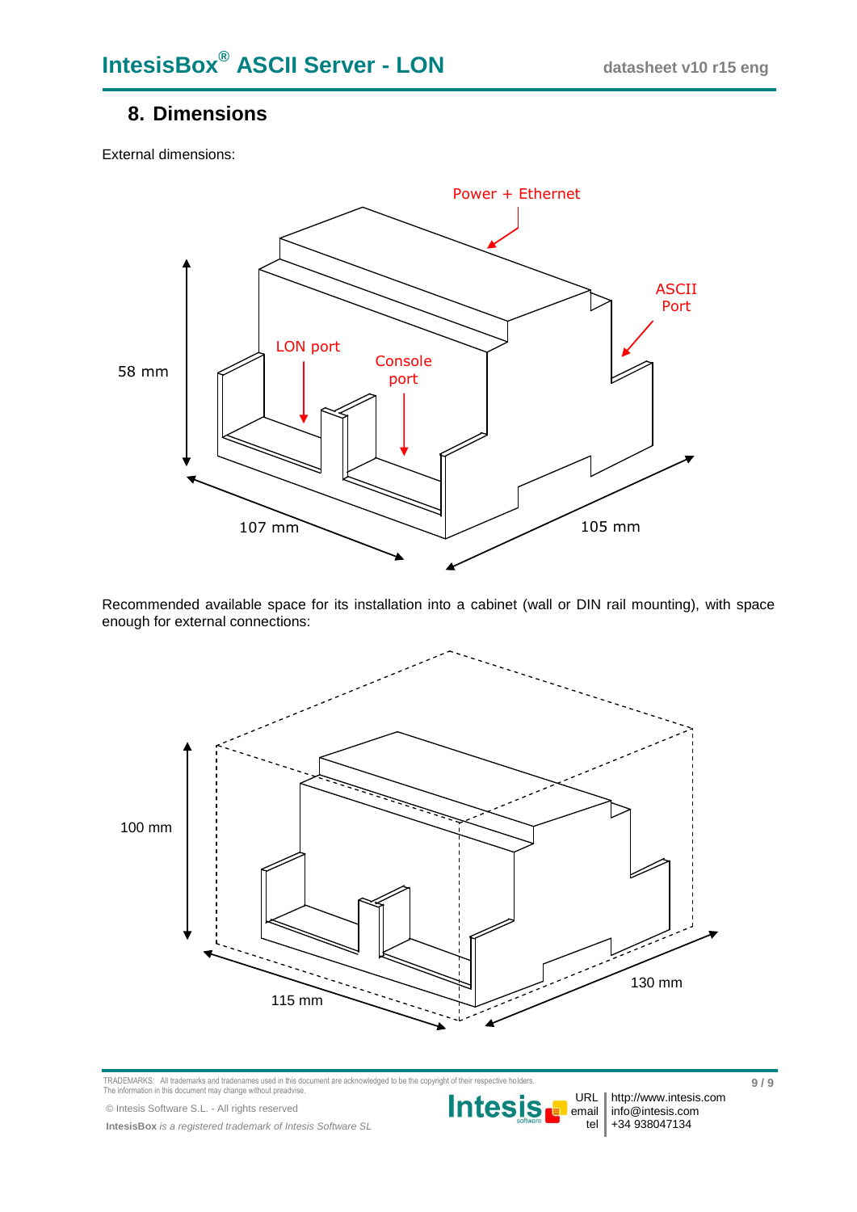## 8. Dimensions

External dimensions:

Power + Ethernet

ASCII Port

LON port

Console port

58 mm

107 mm

105 mm

Recommended available space for its installation into a cabinet (wall or DIN rail mounting), with space enough for external connections:

100 mm

115 mm

130 mm